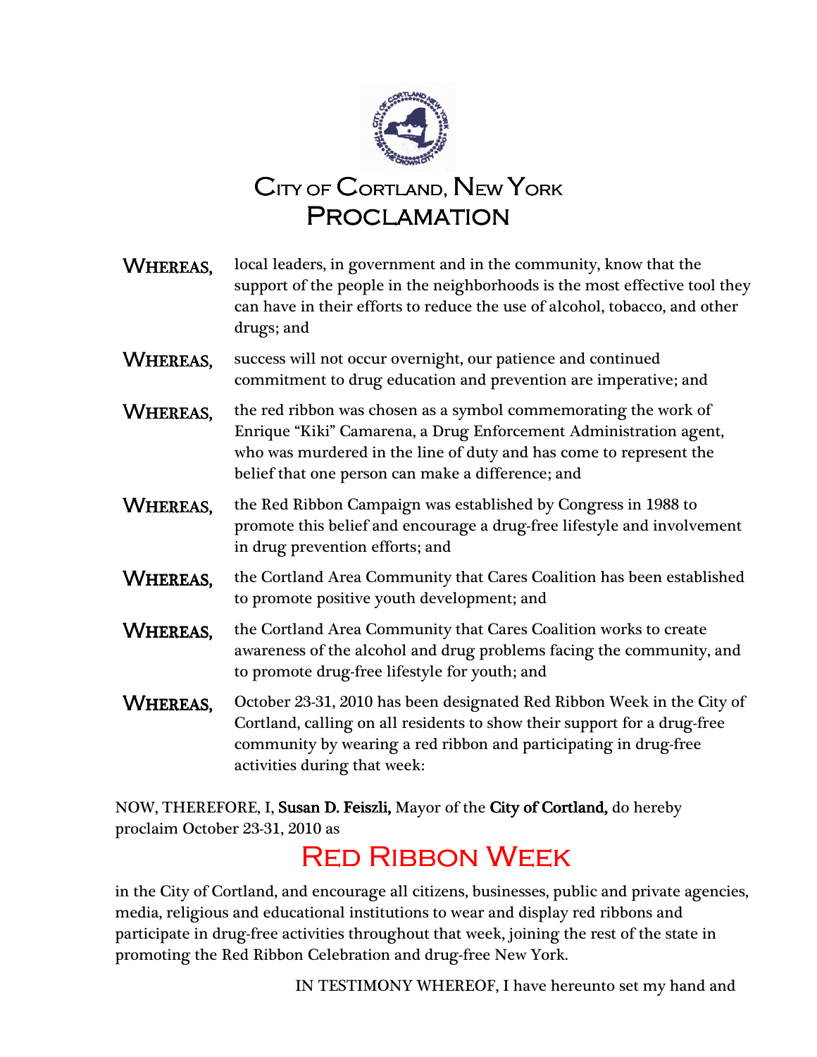# City of Cortland, New York
# Proclamation

**WHEREAS,** local leaders, in government and in the community, know that the support of the people in the neighborhoods is the most effective tool they can have in their efforts to reduce the use of alcohol, tobacco, and other drugs; and

**WHEREAS,** success will not occur overnight, our patience and continued commitment to drug education and prevention are imperative; and

**WHEREAS,** the red ribbon was chosen as a symbol commemorating the work of Enrique "Kiki" Camarena, a Drug Enforcement Administration agent, who was murdered in the line of duty and has come to represent the belief that one person can make a difference; and

**WHEREAS,** the Red Ribbon Campaign was established by Congress in 1988 to promote this belief and encourage a drug-free lifestyle and involvement in drug prevention efforts; and

**WHEREAS,** the Cortland Area Community that Cares Coalition has been established to promote positive youth development; and

**WHEREAS,** the Cortland Area Community that Cares Coalition works to create awareness of the alcohol and drug problems facing the community, and to promote drug-free lifestyle for youth; and

**WHEREAS,** October 23-31, 2010 has been designated Red Ribbon Week in the City of Cortland, calling on all residents to show their support for a drug-free community by wearing a red ribbon and participating in drug-free activities during that week:

NOW, THEREFORE, I, **Susan D. Feiszli,** Mayor of the **City of Cortland,** do hereby proclaim October 23-31, 2010 as

## Red Ribbon Week

in the City of Cortland, and encourage all citizens, businesses, public and private agencies, media, religious and educational institutions to wear and display red ribbons and participate in drug-free activities throughout that week, joining the rest of the state in promoting the Red Ribbon Celebration and drug-free New York.

IN TESTIMONY WHEREOF, I have hereunto set my hand and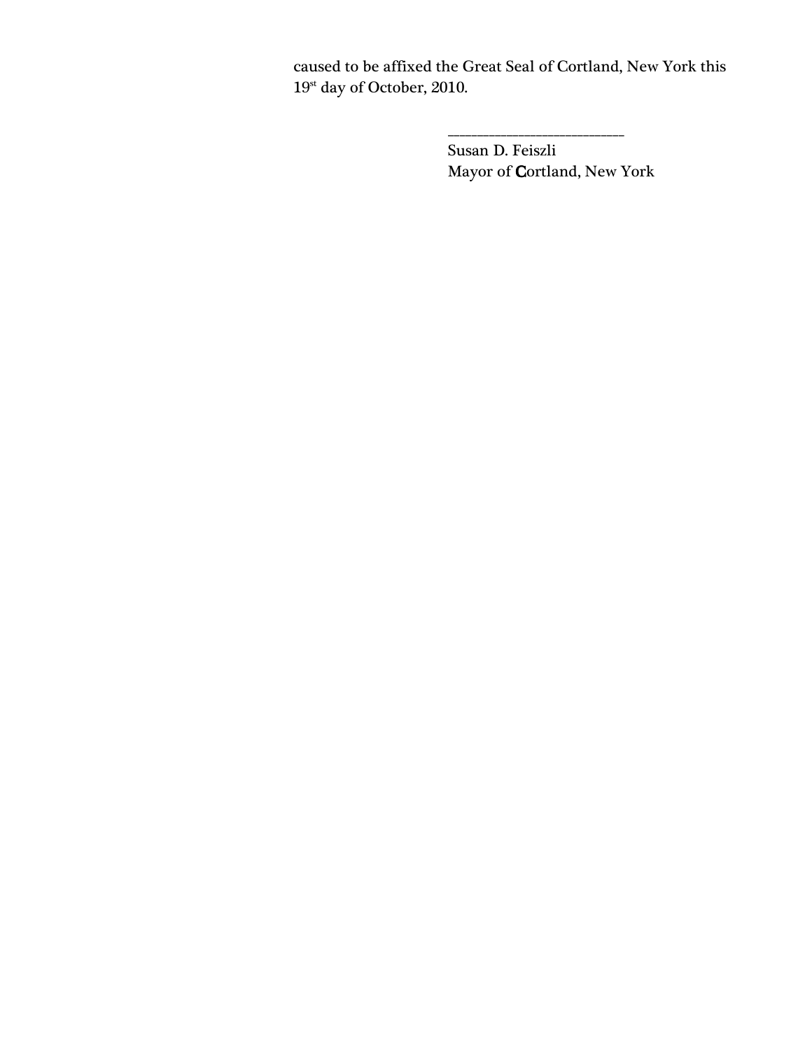caused to be affixed the Great Seal of Cortland, New York this 19st day of October, 2010.

\_\_\_\_\_\_\_\_\_\_\_\_\_\_\_\_\_\_\_\_\_\_\_\_\_\_\_

Susan D. Feiszli
Mayor of Cortland, New York